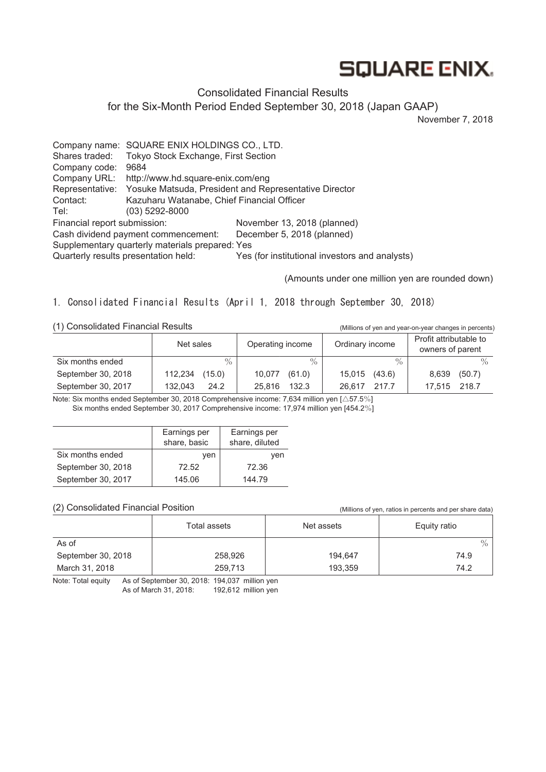SQUARE ENIX

# Consolidated Financial Results
## for the Six-Month Period Ended September 30, 2018 (Japan GAAP)

November 7, 2018

Company name: SQUARE ENIX HOLDINGS CO., LTD.
Shares traded: Tokyo Stock Exchange, First Section
Company code: 9684
Company URL: http://www.hd.square-enix.com/eng
Representative: Yosuke Matsuda, President and Representative Director
Contact: Kazuharu Watanabe, Chief Financial Officer
Tel: (03) 5292-8000
Financial report submission: November 13, 2018 (planned)
Cash dividend payment commencement: December 5, 2018 (planned)
Supplementary quarterly materials prepared: Yes
Quarterly results presentation held: Yes (for institutional investors and analysts)

(Amounts under one million yen are rounded down)

## 1. Consolidated Financial Results (April 1, 2018 through September 30, 2018)

### (1) Consolidated Financial Results

(Millions of yen and year-on-year changes in percents)

| | Net sales | | Operating income | | Ordinary income | | Profit attributable to owners of parent | |
|---|---|---|---|---|---|---|---|---|
| Six months ended | | % | | % | | % | | % |
| September 30, 2018 | 112,234 | (15.0) | 10,077 | (61.0) | 15,015 | (43.6) | 8,639 | (50.7) |
| September 30, 2017 | 132,043 | 24.2 | 25,816 | 132.3 | 26,617 | 217.7 | 17,515 | 218.7 |

Note: Six months ended September 30, 2018 Comprehensive income: 7,634 million yen [△57.5%]
Six months ended September 30, 2017 Comprehensive income: 17,974 million yen [454.2%]

| | Earnings per share, basic | Earnings per share, diluted |
|---|---|---|
| Six months ended | yen | yen |
| September 30, 2018 | 72.52 | 72.36 |
| September 30, 2017 | 145.06 | 144.79 |

### (2) Consolidated Financial Position

(Millions of yen, ratios in percents and per share data)

| | Total assets | Net assets | Equity ratio |
|---|---|---|---|
| As of | | | % |
| September 30, 2018 | 258,926 | 194,647 | 74.9 |
| March 31, 2018 | 259,713 | 193,359 | 74.2 |

Note: Total equity As of September 30, 2018: 194,037 million yen
As of March 31, 2018: 192,612 million yen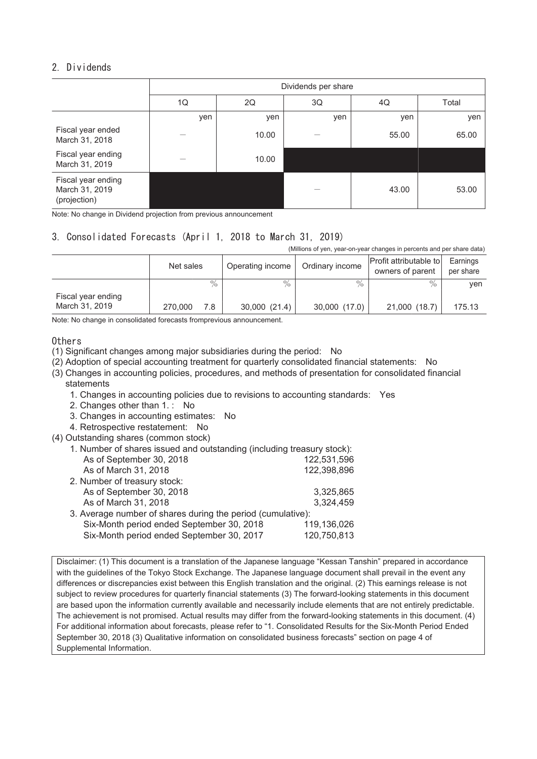## 2. Dividends

| | Dividends per share | | | | |
|---|---|---|---|---|---|
| | 1Q | 2Q | 3Q | 4Q | Total |
| | yen | yen | yen | yen | yen |
| Fiscal year ended March 31, 2018 | — | 10.00 | — | 55.00 | 65.00 |
| Fiscal year ending March 31, 2019 | — | 10.00 | | | |
| Fiscal year ending March 31, 2019 (projection) | | | — | 43.00 | 53.00 |

Note: No change in Dividend projection from previous announcement

## 3. Consolidated Forecasts (April 1, 2018 to March 31, 2019)

(Millions of yen, year-on-year changes in percents and per share data)

| | Net sales | | Operating income | | Ordinary income | | Profit attributable to owners of parent | | Earnings per share |
|---|---|---|---|---|---|---|---|---|---|
| | | % | | % | | % | | % | yen |
| Fiscal year ending March 31, 2019 | 270,000 | 7.8 | 30,000 | (21.4) | 30,000 | (17.0) | 21,000 | (18.7) | 175.13 |

Note: No change in consolidated forecasts fromprevious announcement.

### Others

(1) Significant changes among major subsidiaries during the period: No

(2) Adoption of special accounting treatment for quarterly consolidated financial statements: No

(3) Changes in accounting policies, procedures, and methods of presentation for consolidated financial statements

1. Changes in accounting policies due to revisions to accounting standards: Yes
2. Changes other than 1. : No
3. Changes in accounting estimates: No
4. Retrospective restatement: No

(4) Outstanding shares (common stock)

1. Number of shares issued and outstanding (including treasury stock):
   - As of September 30, 2018 122,531,596
   - As of March 31, 2018 122,398,896
2. Number of treasury stock:
   - As of September 30, 2018 3,325,865
   - As of March 31, 2018 3,324,459
3. Average number of shares during the period (cumulative):
   - Six-Month period ended September 30, 2018 119,136,026
   - Six-Month period ended September 30, 2017 120,750,813

Disclaimer: (1) This document is a translation of the Japanese language "Kessan Tanshin" prepared in accordance with the guidelines of the Tokyo Stock Exchange. The Japanese language document shall prevail in the event any differences or discrepancies exist between this English translation and the original. (2) This earnings release is not subject to review procedures for quarterly financial statements (3) The forward-looking statements in this document are based upon the information currently available and necessarily include elements that are not entirely predictable. The achievement is not promised. Actual results may differ from the forward-looking statements in this document. (4) For additional information about forecasts, please refer to "1. Consolidated Results for the Six-Month Period Ended September 30, 2018 (3) Qualitative information on consolidated business forecasts" section on page 4 of Supplemental Information.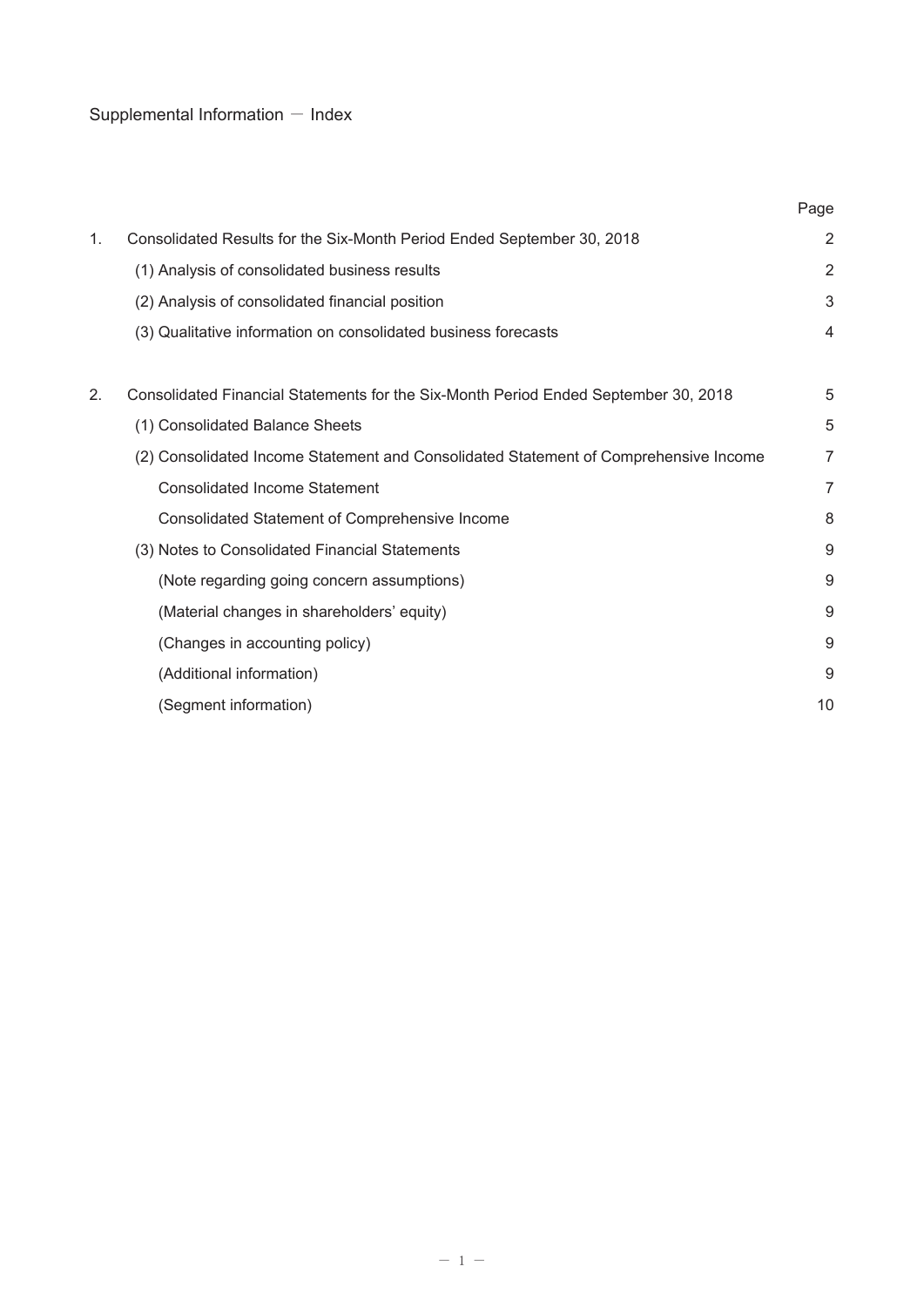# Supplemental Information － Index

| | | Page |
|---|---|---|
| 1. | Consolidated Results for the Six-Month Period Ended September 30, 2018 | 2 |
| | (1) Analysis of consolidated business results | 2 |
| | (2) Analysis of consolidated financial position | 3 |
| | (3) Qualitative information on consolidated business forecasts | 4 |
| 2. | Consolidated Financial Statements for the Six-Month Period Ended September 30, 2018 | 5 |
| | (1) Consolidated Balance Sheets | 5 |
| | (2) Consolidated Income Statement and Consolidated Statement of Comprehensive Income | 7 |
| | Consolidated Income Statement | 7 |
| | Consolidated Statement of Comprehensive Income | 8 |
| | (3) Notes to Consolidated Financial Statements | 9 |
| | (Note regarding going concern assumptions) | 9 |
| | (Material changes in shareholders' equity) | 9 |
| | (Changes in accounting policy) | 9 |
| | (Additional information) | 9 |
| | (Segment information) | 10 |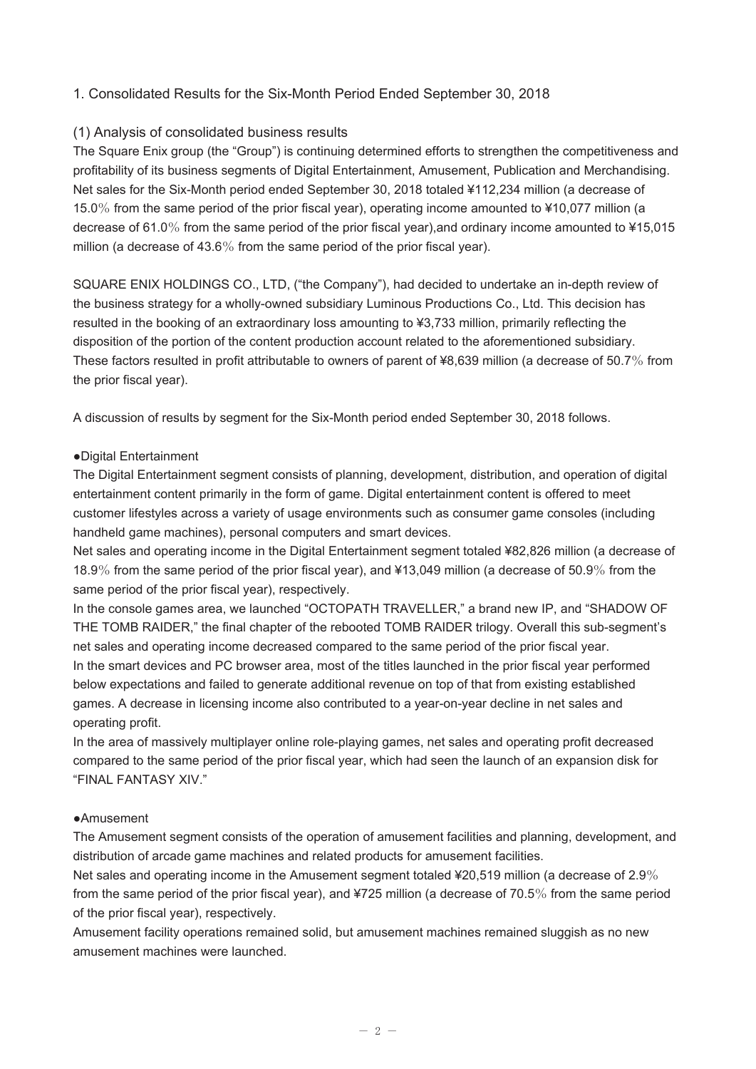## 1. Consolidated Results for the Six-Month Period Ended September 30, 2018

### (1) Analysis of consolidated business results

The Square Enix group (the "Group") is continuing determined efforts to strengthen the competitiveness and profitability of its business segments of Digital Entertainment, Amusement, Publication and Merchandising. Net sales for the Six-Month period ended September 30, 2018 totaled ¥112,234 million (a decrease of 15.0% from the same period of the prior fiscal year), operating income amounted to ¥10,077 million (a decrease of 61.0% from the same period of the prior fiscal year),and ordinary income amounted to ¥15,015 million (a decrease of 43.6% from the same period of the prior fiscal year).

SQUARE ENIX HOLDINGS CO., LTD, ("the Company"), had decided to undertake an in-depth review of the business strategy for a wholly-owned subsidiary Luminous Productions Co., Ltd. This decision has resulted in the booking of an extraordinary loss amounting to ¥3,733 million, primarily reflecting the disposition of the portion of the content production account related to the aforementioned subsidiary. These factors resulted in profit attributable to owners of parent of ¥8,639 million (a decrease of 50.7% from the prior fiscal year).

A discussion of results by segment for the Six-Month period ended September 30, 2018 follows.

●Digital Entertainment

The Digital Entertainment segment consists of planning, development, distribution, and operation of digital entertainment content primarily in the form of game. Digital entertainment content is offered to meet customer lifestyles across a variety of usage environments such as consumer game consoles (including handheld game machines), personal computers and smart devices.

Net sales and operating income in the Digital Entertainment segment totaled ¥82,826 million (a decrease of 18.9% from the same period of the prior fiscal year), and ¥13,049 million (a decrease of 50.9% from the same period of the prior fiscal year), respectively.

In the console games area, we launched "OCTOPATH TRAVELLER," a brand new IP, and "SHADOW OF THE TOMB RAIDER," the final chapter of the rebooted TOMB RAIDER trilogy. Overall this sub-segment's net sales and operating income decreased compared to the same period of the prior fiscal year.

In the smart devices and PC browser area, most of the titles launched in the prior fiscal year performed below expectations and failed to generate additional revenue on top of that from existing established games. A decrease in licensing income also contributed to a year-on-year decline in net sales and operating profit.

In the area of massively multiplayer online role-playing games, net sales and operating profit decreased compared to the same period of the prior fiscal year, which had seen the launch of an expansion disk for "FINAL FANTASY XIV."

●Amusement

The Amusement segment consists of the operation of amusement facilities and planning, development, and distribution of arcade game machines and related products for amusement facilities.

Net sales and operating income in the Amusement segment totaled ¥20,519 million (a decrease of 2.9% from the same period of the prior fiscal year), and ¥725 million (a decrease of 70.5% from the same period of the prior fiscal year), respectively.

Amusement facility operations remained solid, but amusement machines remained sluggish as no new amusement machines were launched.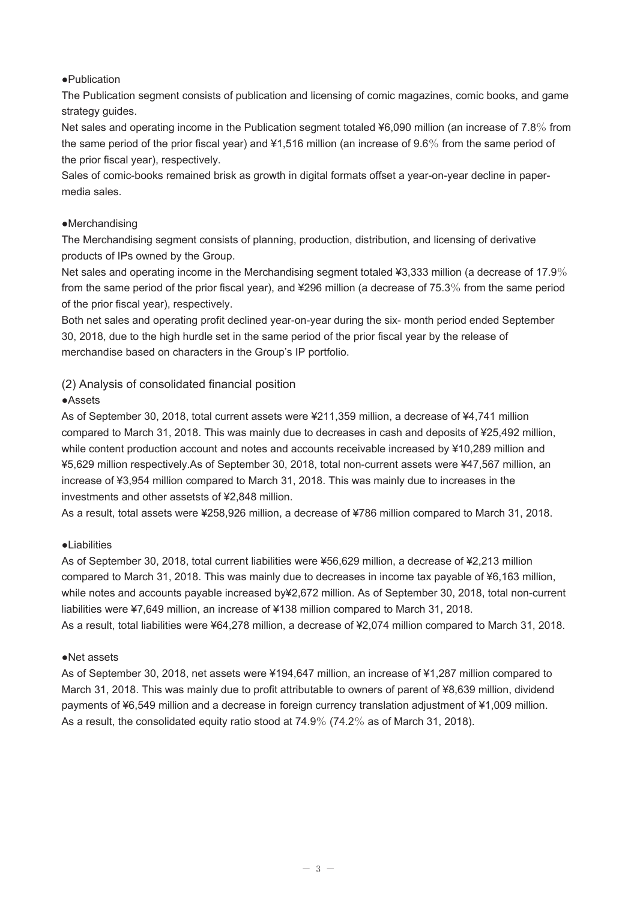●Publication

The Publication segment consists of publication and licensing of comic magazines, comic books, and game strategy guides.

Net sales and operating income in the Publication segment totaled ¥6,090 million (an increase of 7.8% from the same period of the prior fiscal year) and ¥1,516 million (an increase of 9.6% from the same period of the prior fiscal year), respectively.

Sales of comic-books remained brisk as growth in digital formats offset a year-on-year decline in paper-media sales.

●Merchandising

The Merchandising segment consists of planning, production, distribution, and licensing of derivative products of IPs owned by the Group.

Net sales and operating income in the Merchandising segment totaled ¥3,333 million (a decrease of 17.9% from the same period of the prior fiscal year), and ¥296 million (a decrease of 75.3% from the same period of the prior fiscal year), respectively.

Both net sales and operating profit declined year-on-year during the six- month period ended September 30, 2018, due to the high hurdle set in the same period of the prior fiscal year by the release of merchandise based on characters in the Group's IP portfolio.

## (2) Analysis of consolidated financial position

●Assets

As of September 30, 2018, total current assets were ¥211,359 million, a decrease of ¥4,741 million compared to March 31, 2018. This was mainly due to decreases in cash and deposits of ¥25,492 million, while content production account and notes and accounts receivable increased by ¥10,289 million and ¥5,629 million respectively.As of September 30, 2018, total non-current assets were ¥47,567 million, an increase of ¥3,954 million compared to March 31, 2018. This was mainly due to increases in the investments and other assetsts of ¥2,848 million.

As a result, total assets were ¥258,926 million, a decrease of ¥786 million compared to March 31, 2018.

●Liabilities

As of September 30, 2018, total current liabilities were ¥56,629 million, a decrease of ¥2,213 million compared to March 31, 2018. This was mainly due to decreases in income tax payable of ¥6,163 million, while notes and accounts payable increased by¥2,672 million. As of September 30, 2018, total non-current liabilities were ¥7,649 million, an increase of ¥138 million compared to March 31, 2018.

As a result, total liabilities were ¥64,278 million, a decrease of ¥2,074 million compared to March 31, 2018.

●Net assets

As of September 30, 2018, net assets were ¥194,647 million, an increase of ¥1,287 million compared to March 31, 2018. This was mainly due to profit attributable to owners of parent of ¥8,639 million, dividend payments of ¥6,549 million and a decrease in foreign currency translation adjustment of ¥1,009 million.

As a result, the consolidated equity ratio stood at 74.9% (74.2% as of March 31, 2018).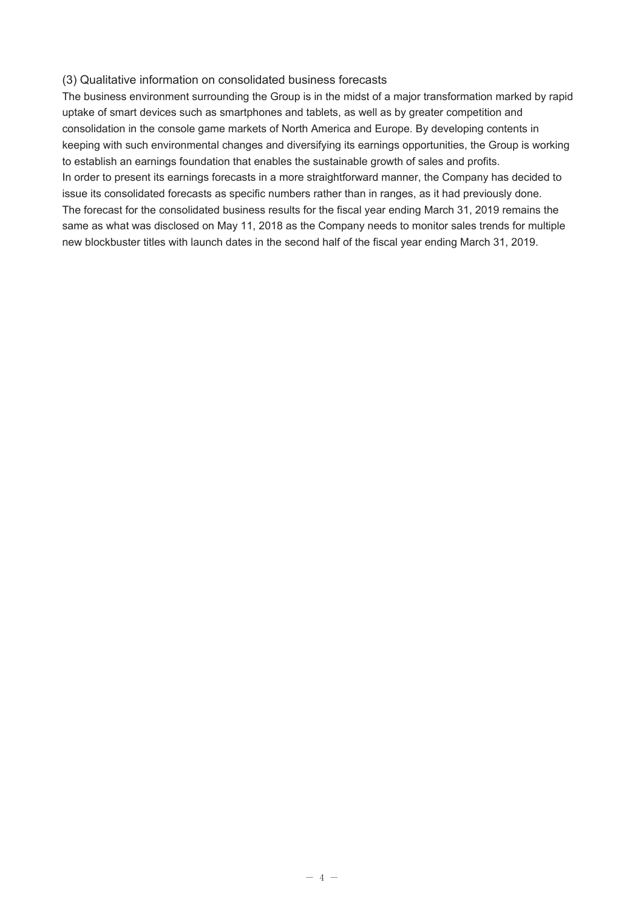### (3) Qualitative information on consolidated business forecasts

The business environment surrounding the Group is in the midst of a major transformation marked by rapid uptake of smart devices such as smartphones and tablets, as well as by greater competition and consolidation in the console game markets of North America and Europe. By developing contents in keeping with such environmental changes and diversifying its earnings opportunities, the Group is working to establish an earnings foundation that enables the sustainable growth of sales and profits.

In order to present its earnings forecasts in a more straightforward manner, the Company has decided to issue its consolidated forecasts as specific numbers rather than in ranges, as it had previously done.

The forecast for the consolidated business results for the fiscal year ending March 31, 2019 remains the same as what was disclosed on May 11, 2018 as the Company needs to monitor sales trends for multiple new blockbuster titles with launch dates in the second half of the fiscal year ending March 31, 2019.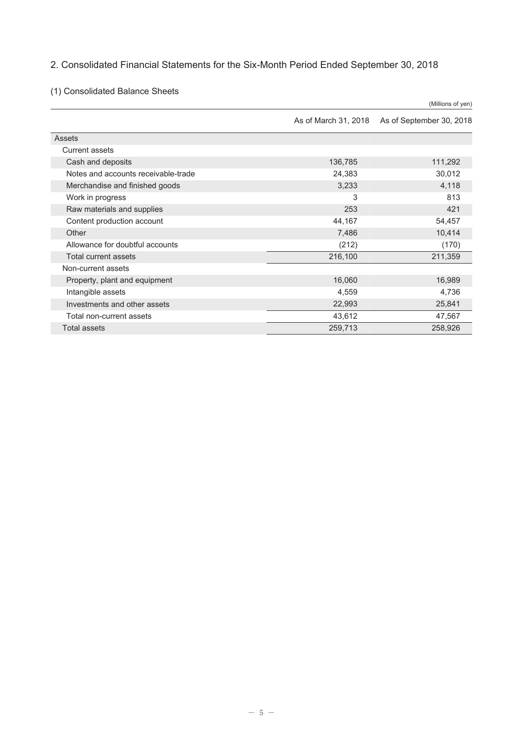## 2. Consolidated Financial Statements for the Six-Month Period Ended September 30, 2018

### (1) Consolidated Balance Sheets

(Millions of yen)

| | As of March 31, 2018 | As of September 30, 2018 |
|---|---|---|
| Assets | | |
| Current assets | | |
| Cash and deposits | 136,785 | 111,292 |
| Notes and accounts receivable-trade | 24,383 | 30,012 |
| Merchandise and finished goods | 3,233 | 4,118 |
| Work in progress | 3 | 813 |
| Raw materials and supplies | 253 | 421 |
| Content production account | 44,167 | 54,457 |
| Other | 7,486 | 10,414 |
| Allowance for doubtful accounts | (212) | (170) |
| Total current assets | 216,100 | 211,359 |
| Non-current assets | | |
| Property, plant and equipment | 16,060 | 16,989 |
| Intangible assets | 4,559 | 4,736 |
| Investments and other assets | 22,993 | 25,841 |
| Total non-current assets | 43,612 | 47,567 |
| Total assets | 259,713 | 258,926 |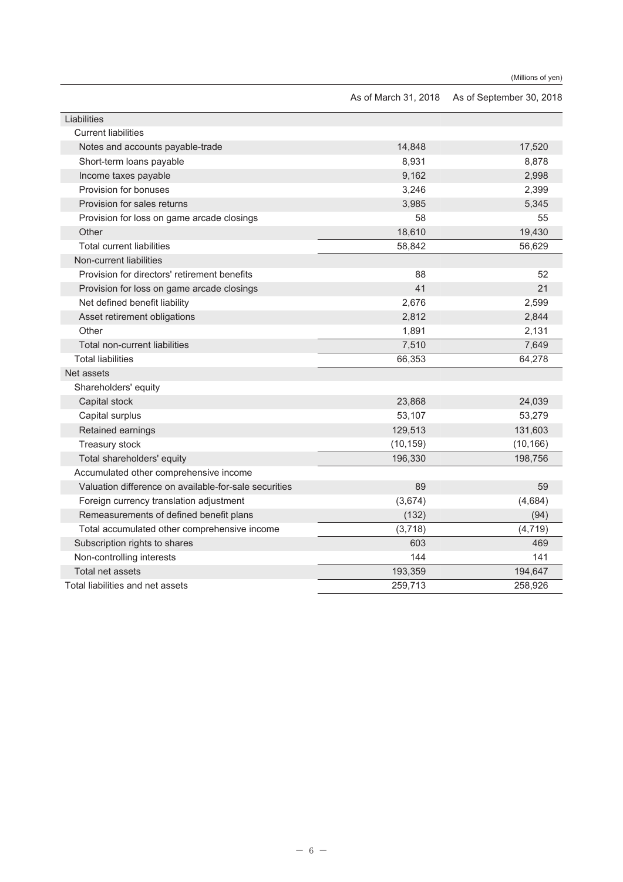(Millions of yen)

| | As of March 31, 2018 | As of September 30, 2018 |
|---|---|---|
| Liabilities | | |
| Current liabilities | | |
| Notes and accounts payable-trade | 14,848 | 17,520 |
| Short-term loans payable | 8,931 | 8,878 |
| Income taxes payable | 9,162 | 2,998 |
| Provision for bonuses | 3,246 | 2,399 |
| Provision for sales returns | 3,985 | 5,345 |
| Provision for loss on game arcade closings | 58 | 55 |
| Other | 18,610 | 19,430 |
| Total current liabilities | 58,842 | 56,629 |
| Non-current liabilities | | |
| Provision for directors' retirement benefits | 88 | 52 |
| Provision for loss on game arcade closings | 41 | 21 |
| Net defined benefit liability | 2,676 | 2,599 |
| Asset retirement obligations | 2,812 | 2,844 |
| Other | 1,891 | 2,131 |
| Total non-current liabilities | 7,510 | 7,649 |
| Total liabilities | 66,353 | 64,278 |
| Net assets | | |
| Shareholders' equity | | |
| Capital stock | 23,868 | 24,039 |
| Capital surplus | 53,107 | 53,279 |
| Retained earnings | 129,513 | 131,603 |
| Treasury stock | (10,159) | (10,166) |
| Total shareholders' equity | 196,330 | 198,756 |
| Accumulated other comprehensive income | | |
| Valuation difference on available-for-sale securities | 89 | 59 |
| Foreign currency translation adjustment | (3,674) | (4,684) |
| Remeasurements of defined benefit plans | (132) | (94) |
| Total accumulated other comprehensive income | (3,718) | (4,719) |
| Subscription rights to shares | 603 | 469 |
| Non-controlling interests | 144 | 141 |
| Total net assets | 193,359 | 194,647 |
| Total liabilities and net assets | 259,713 | 258,926 |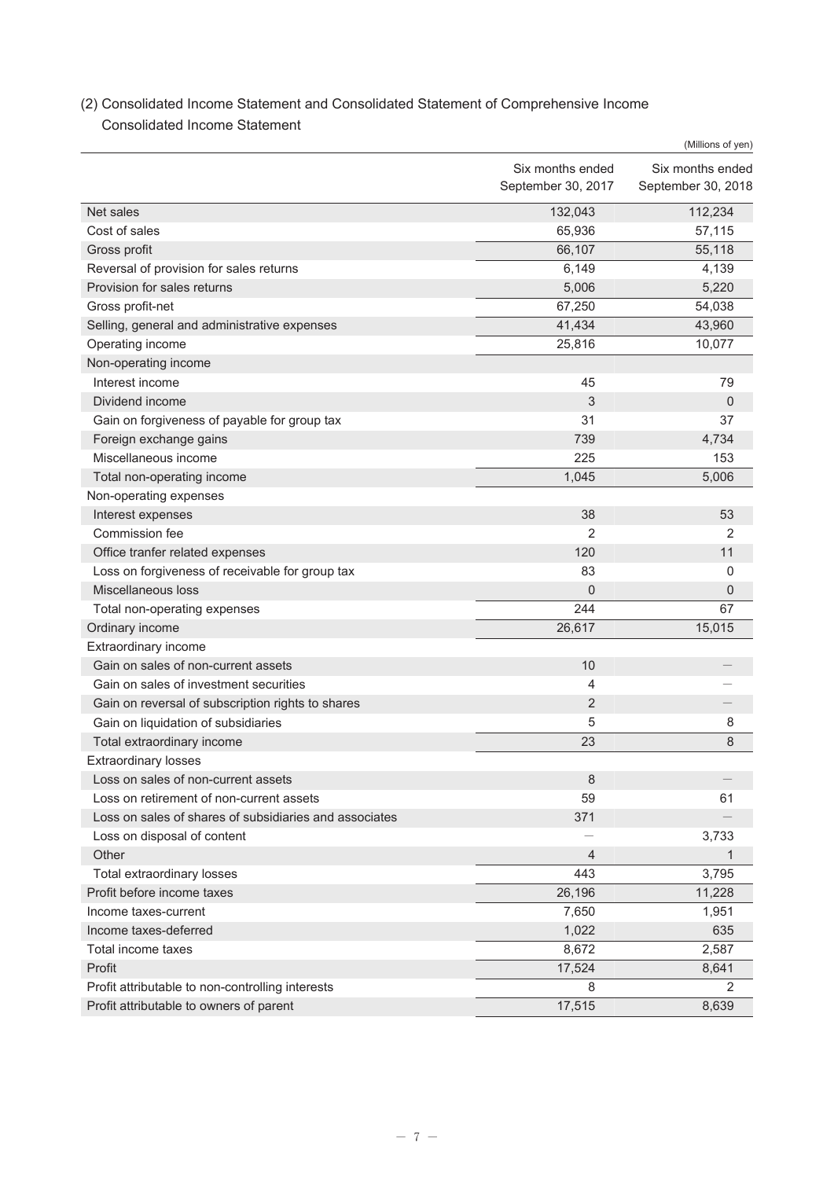## (2) Consolidated Income Statement and Consolidated Statement of Comprehensive Income

### Consolidated Income Statement

(Millions of yen)

| | Six months ended September 30, 2017 | Six months ended September 30, 2018 |
|---|---|---|
| Net sales | 132,043 | 112,234 |
| Cost of sales | 65,936 | 57,115 |
| Gross profit | 66,107 | 55,118 |
| Reversal of provision for sales returns | 6,149 | 4,139 |
| Provision for sales returns | 5,006 | 5,220 |
| Gross profit-net | 67,250 | 54,038 |
| Selling, general and administrative expenses | 41,434 | 43,960 |
| Operating income | 25,816 | 10,077 |
| Non-operating income | | |
| Interest income | 45 | 79 |
| Dividend income | 3 | 0 |
| Gain on forgiveness of payable for group tax | 31 | 37 |
| Foreign exchange gains | 739 | 4,734 |
| Miscellaneous income | 225 | 153 |
| Total non-operating income | 1,045 | 5,006 |
| Non-operating expenses | | |
| Interest expenses | 38 | 53 |
| Commission fee | 2 | 2 |
| Office tranfer related expenses | 120 | 11 |
| Loss on forgiveness of receivable for group tax | 83 | 0 |
| Miscellaneous loss | 0 | 0 |
| Total non-operating expenses | 244 | 67 |
| Ordinary income | 26,617 | 15,015 |
| Extraordinary income | | |
| Gain on sales of non-current assets | 10 | － |
| Gain on sales of investment securities | 4 | － |
| Gain on reversal of subscription rights to shares | 2 | － |
| Gain on liquidation of subsidiaries | 5 | 8 |
| Total extraordinary income | 23 | 8 |
| Extraordinary losses | | |
| Loss on sales of non-current assets | 8 | － |
| Loss on retirement of non-current assets | 59 | 61 |
| Loss on sales of shares of subsidiaries and associates | 371 | － |
| Loss on disposal of content | － | 3,733 |
| Other | 4 | 1 |
| Total extraordinary losses | 443 | 3,795 |
| Profit before income taxes | 26,196 | 11,228 |
| Income taxes-current | 7,650 | 1,951 |
| Income taxes-deferred | 1,022 | 635 |
| Total income taxes | 8,672 | 2,587 |
| Profit | 17,524 | 8,641 |
| Profit attributable to non-controlling interests | 8 | 2 |
| Profit attributable to owners of parent | 17,515 | 8,639 |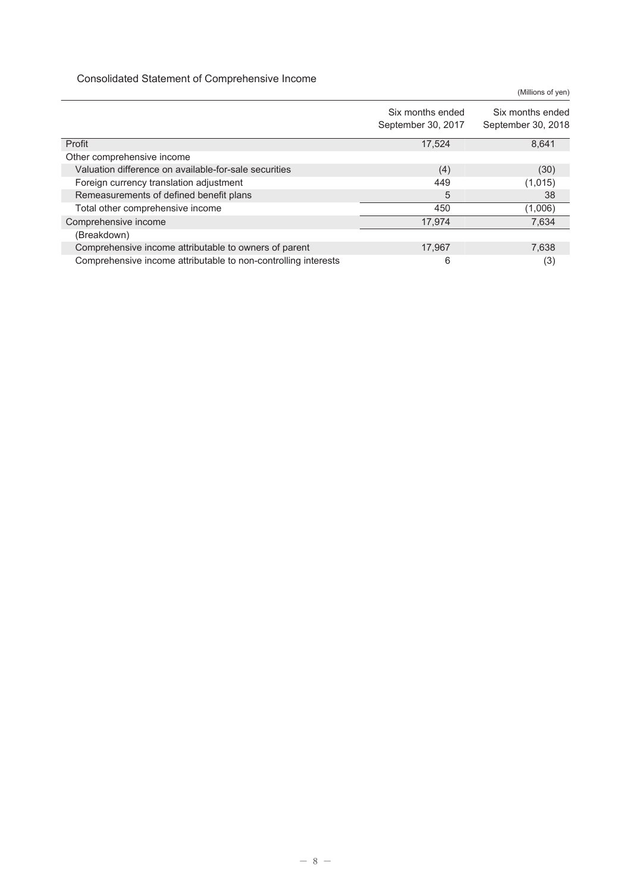## Consolidated Statement of Comprehensive Income

(Millions of yen)

| | Six months ended September 30, 2017 | Six months ended September 30, 2018 |
|---|---|---|
| Profit | 17,524 | 8,641 |
| Other comprehensive income | | |
| Valuation difference on available-for-sale securities | (4) | (30) |
| Foreign currency translation adjustment | 449 | (1,015) |
| Remeasurements of defined benefit plans | 5 | 38 |
| Total other comprehensive income | 450 | (1,006) |
| Comprehensive income | 17,974 | 7,634 |
| (Breakdown) | | |
| Comprehensive income attributable to owners of parent | 17,967 | 7,638 |
| Comprehensive income attributable to non-controlling interests | 6 | (3) |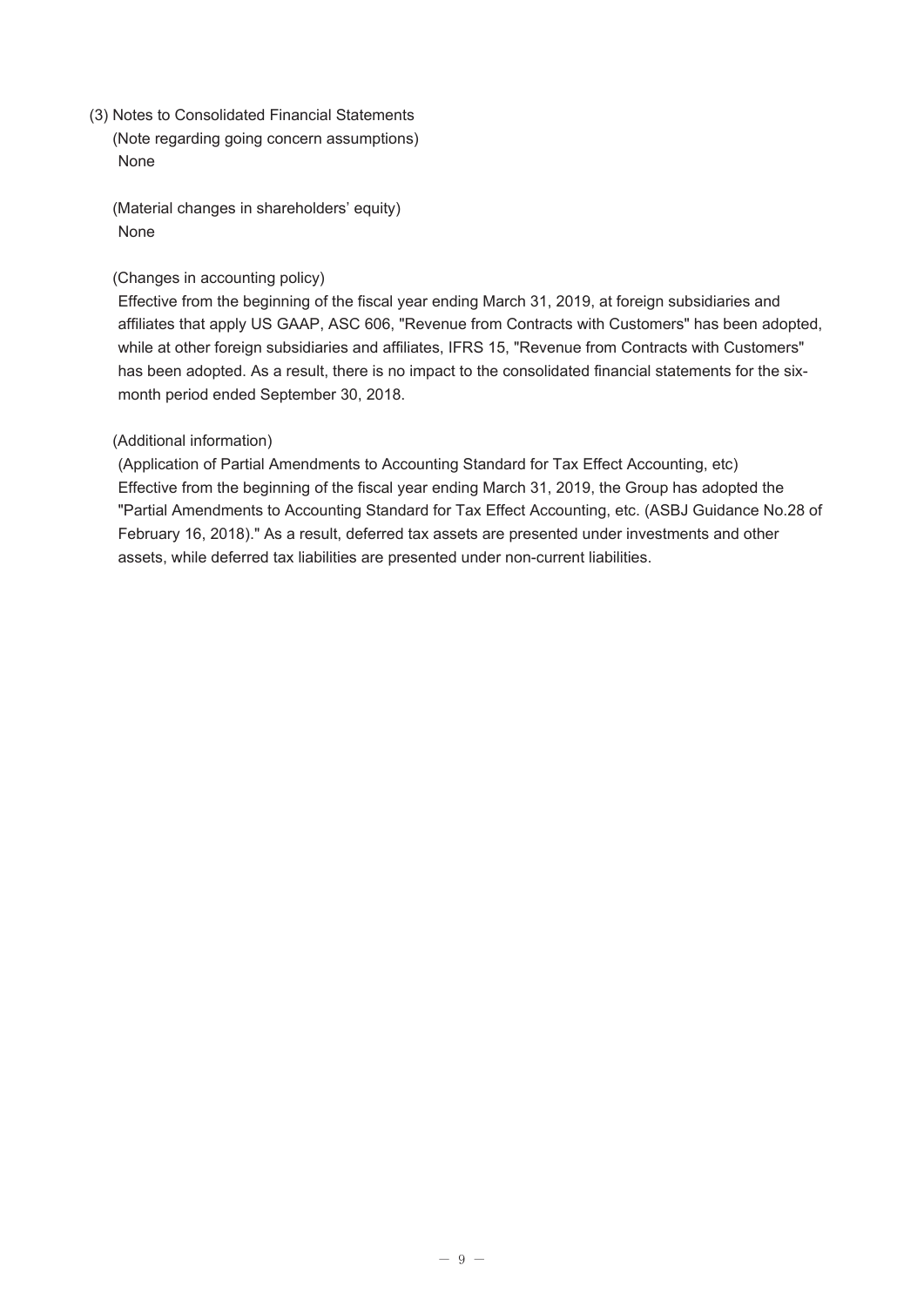### (3) Notes to Consolidated Financial Statements

(Note regarding going concern assumptions)

None

(Material changes in shareholders' equity)

None

(Changes in accounting policy)

Effective from the beginning of the fiscal year ending March 31, 2019, at foreign subsidiaries and affiliates that apply US GAAP, ASC 606, "Revenue from Contracts with Customers" has been adopted, while at other foreign subsidiaries and affiliates, IFRS 15, "Revenue from Contracts with Customers" has been adopted. As a result, there is no impact to the consolidated financial statements for the six-month period ended September 30, 2018.

(Additional information)

(Application of Partial Amendments to Accounting Standard for Tax Effect Accounting, etc)

Effective from the beginning of the fiscal year ending March 31, 2019, the Group has adopted the "Partial Amendments to Accounting Standard for Tax Effect Accounting, etc. (ASBJ Guidance No.28 of February 16, 2018)." As a result, deferred tax assets are presented under investments and other assets, while deferred tax liabilities are presented under non-current liabilities.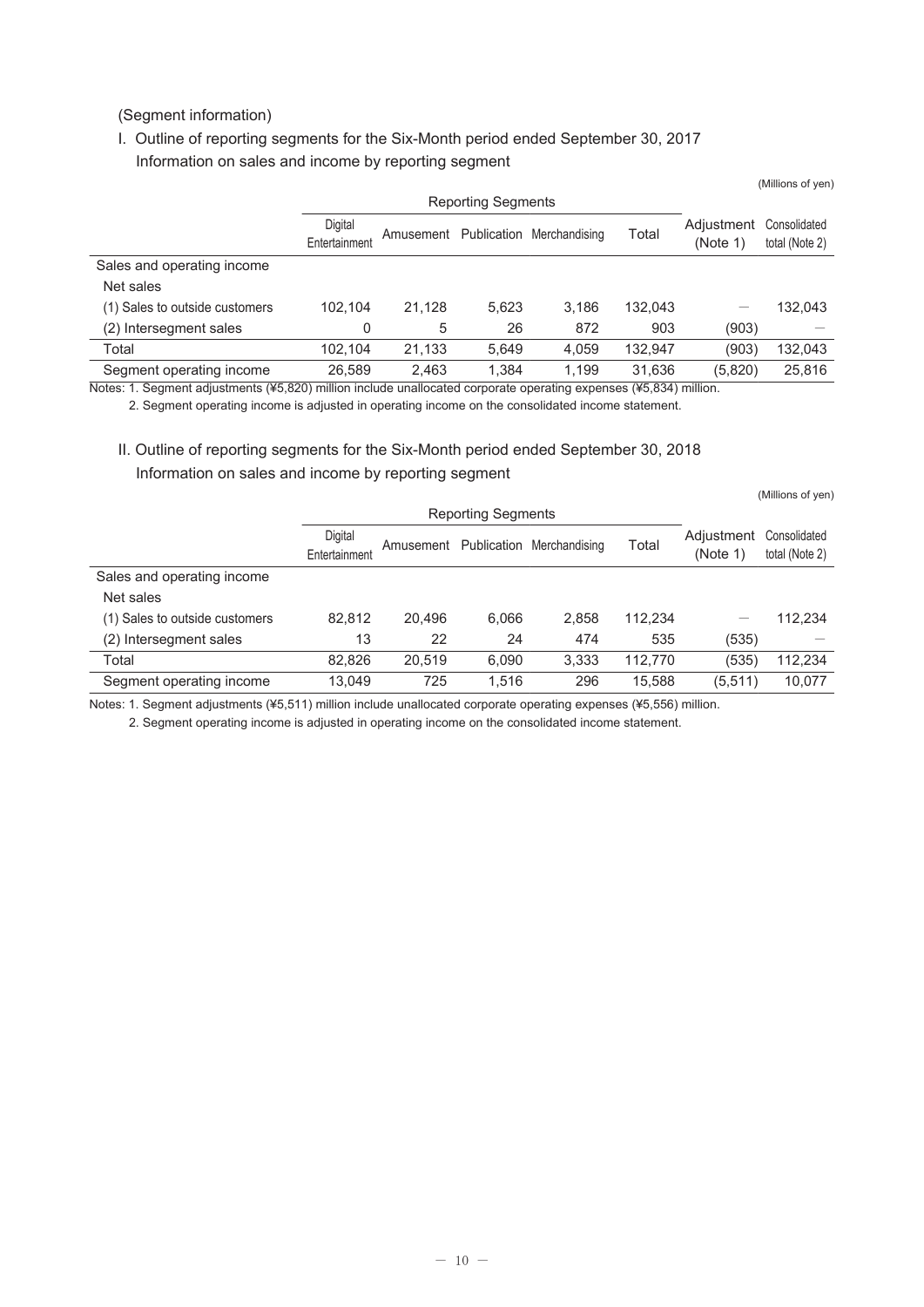(Segment information)

I. Outline of reporting segments for the Six-Month period ended September 30, 2017

Information on sales and income by reporting segment

(Millions of yen)

| | Reporting Segments | | | | | | |
|---|---|---|---|---|---|---|---|
| | Digital Entertainment | Amusement | Publication | Merchandising | Total | Adjustment (Note 1) | Consolidated total (Note 2) |
| Sales and operating income | | | | | | | |
| Net sales | | | | | | | |
| (1) Sales to outside customers | 102,104 | 21,128 | 5,623 | 3,186 | 132,043 | — | 132,043 |
| (2) Intersegment sales | 0 | 5 | 26 | 872 | 903 | (903) | — |
| Total | 102,104 | 21,133 | 5,649 | 4,059 | 132,947 | (903) | 132,043 |
| Segment operating income | 26,589 | 2,463 | 1,384 | 1,199 | 31,636 | (5,820) | 25,816 |

Notes: 1. Segment adjustments (¥5,820) million include unallocated corporate operating expenses (¥5,834) million.

2. Segment operating income is adjusted in operating income on the consolidated income statement.

II. Outline of reporting segments for the Six-Month period ended September 30, 2018

Information on sales and income by reporting segment

(Millions of yen)

| | Reporting Segments | | | | | | |
|---|---|---|---|---|---|---|---|
| | Digital Entertainment | Amusement | Publication | Merchandising | Total | Adjustment (Note 1) | Consolidated total (Note 2) |
| Sales and operating income | | | | | | | |
| Net sales | | | | | | | |
| (1) Sales to outside customers | 82,812 | 20,496 | 6,066 | 2,858 | 112,234 | — | 112,234 |
| (2) Intersegment sales | 13 | 22 | 24 | 474 | 535 | (535) | — |
| Total | 82,826 | 20,519 | 6,090 | 3,333 | 112,770 | (535) | 112,234 |
| Segment operating income | 13,049 | 725 | 1,516 | 296 | 15,588 | (5,511) | 10,077 |

Notes: 1. Segment adjustments (¥5,511) million include unallocated corporate operating expenses (¥5,556) million.

2. Segment operating income is adjusted in operating income on the consolidated income statement.